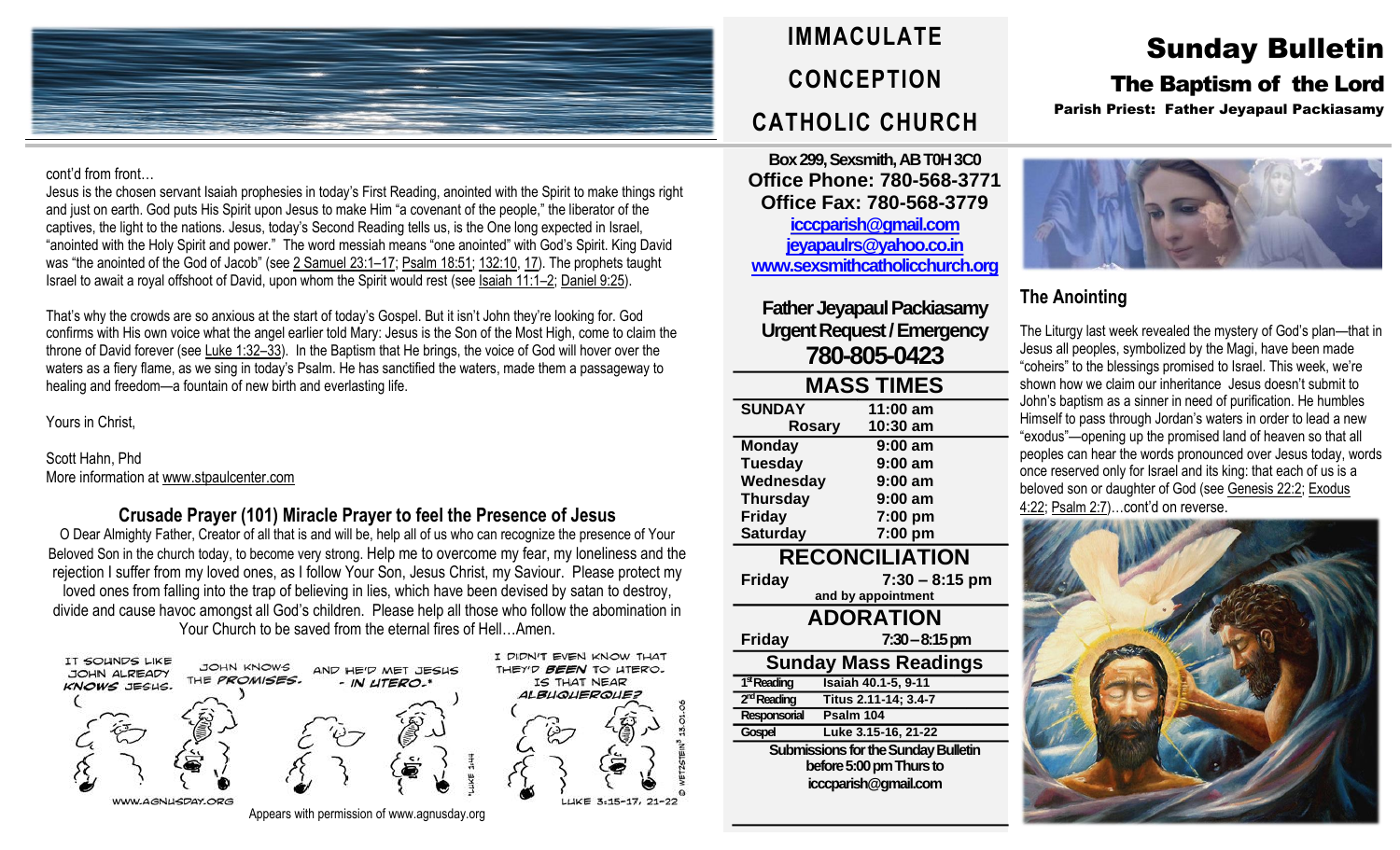# IMMACULATE CONCEPTION CATHOLIC CHURCH

# Sunday Bulletin

## The Baptism of the Lord

**Parish Priest: Father Jeyapaul Packiasamy**

cont'd from front…

Jesus is the chosen servant Isaiah prophesies in today's First Reading, anointed with the Spirit to make things right and just on earth. God puts His Spirit upon Jesus to make Him "a covenant of the people," the liberator of the captives, the light to the nations. Jesus, today's Second Reading tells us, is the One long expected in Israel, "anointed with the Holy Spirit and power." The word messiah means "one anointed" with God's Spirit. King David was "the anointed of the God of Jacob" (see 2 Samuel 23:1–17; Psalm 18:51; 132:10, 17). The prophets taught Israel to await a royal offshoot of David, upon whom the Spirit would rest (see Isaiah 11:1–2; Daniel 9:25).

That's why the crowds are so anxious at the start of today's Gospel. But it isn't John they're looking for. God confirms with His own voice what the angel earlier told Mary: Jesus is the Son of the Most High, come to claim the throne of David forever (see Luke 1:32–33). In the Baptism that He brings, the voice of God will hover over the waters as a fiery flame, as we sing in today's Psalm. He has sanctified the waters, made them a passageway to healing and freedom—a fountain of new birth and everlasting life.

Yours in Christ,

Scott Hahn, Phd
More information at www.stpaulcenter.com

### Crusade Prayer (101) Miracle Prayer to feel the Presence of Jesus

O Dear Almighty Father, Creator of all that is and will be, help all of us who can recognize the presence of Your Beloved Son in the church today, to become very strong. Help me to overcome my fear, my loneliness and the rejection I suffer from my loved ones, as I follow Your Son, Jesus Christ, my Saviour. Please protect my loved ones from falling into the trap of believing in lies, which have been devised by satan to destroy, divide and cause havoc amongst all God's children. Please help all those who follow the abomination in Your Church to be saved from the eternal fires of Hell…Amen.

Appears with permission of www.agnusday.org

**Box 299, Sexsmith, AB T0H 3C0**
**Office Phone: 780-568-3771**
**Office Fax: 780-568-3779**
icccparish@gmail.com
jeyapaulrs@yahoo.co.in
www.sexsmithcatholicchurch.org

**Father Jeyapaul Packiasamy**
**Urgent Request / Emergency**
**780-805-0423**

## MASS TIMES

| | |
|---|---|
| **SUNDAY** | **11:00 am** |
| **Rosary** | **10:30 am** |
| **Monday** | **9:00 am** |
| **Tuesday** | **9:00 am** |
| **Wednesday** | **9:00 am** |
| **Thursday** | **9:00 am** |
| **Friday** | **7:00 pm** |
| **Saturday** | **7:00 pm** |

## RECONCILIATION

**Friday** **7:30 – 8:15 pm**
and by appointment

## ADORATION

**Friday** **7:30 – 8:15 pm**

## Sunday Mass Readings

| | |
|---|---|
| 1st Reading | Isaiah 40.1-5, 9-11 |
| 2nd Reading | Titus 2.11-14; 3.4-7 |
| Responsorial | Psalm 104 |
| Gospel | Luke 3.15-16, 21-22 |

**Submissions for the Sunday Bulletin before 5:00 pm Thurs to icccparish@gmail.com**

### The Anointing

The Liturgy last week revealed the mystery of God's plan—that in Jesus all peoples, symbolized by the Magi, have been made "coheirs" to the blessings promised to Israel. This week, we're shown how we claim our inheritance Jesus doesn't submit to John's baptism as a sinner in need of purification. He humbles Himself to pass through Jordan's waters in order to lead a new "exodus"—opening up the promised land of heaven so that all peoples can hear the words pronounced over Jesus today, words once reserved only for Israel and its king: that each of us is a beloved son or daughter of God (see Genesis 22:2; Exodus 4:22; Psalm 2:7)…cont'd on reverse.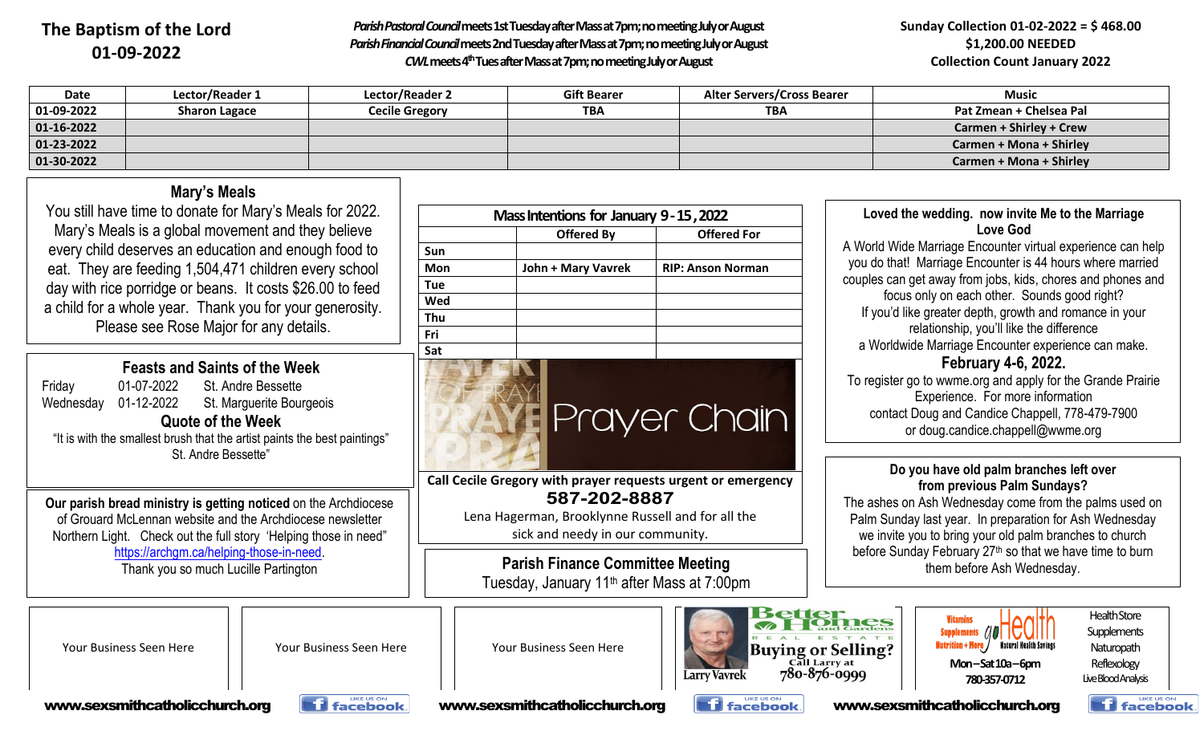# The Baptism of the Lord
## 01-09-2022

*Parish Pastoral Council* meets 1st Tuesday after Mass at 7pm; no meeting July or August
*Parish Financial Council* meets 2nd Tuesday after Mass at 7pm; no meeting July or August
*CWL* meets 4th Tues after Mass at 7pm; no meeting July or August

**Sunday Collection 01-02-2022 = $ 468.00**
**$1,200.00 NEEDED**
**Collection Count January 2022**

| Date | Lector/Reader 1 | Lector/Reader 2 | Gift Bearer | Alter Servers/Cross Bearer | Music |
|---|---|---|---|---|---|
| 01-09-2022 | Sharon Lagace | Cecile Gregory | TBA | TBA | Pat Zmean + Chelsea Pal |
| 01-16-2022 | | | | | Carmen + Shirley + Crew |
| 01-23-2022 | | | | | Carmen + Mona + Shirley |
| 01-30-2022 | | | | | Carmen + Mona + Shirley |

## Mary's Meals

You still have time to donate for Mary's Meals for 2022. Mary's Meals is a global movement and they believe every child deserves an education and enough food to eat. They are feeding 1,504,471 children every school day with rice porridge or beans. It costs $26.00 to feed a child for a whole year. Thank you for your generosity. Please see Rose Major for any details.

## Feasts and Saints of the Week

| | | |
|---|---|---|
| Friday | 01-07-2022 | St. Andre Bessette |
| Wednesday | 01-12-2022 | St. Marguerite Bourgeois |

### Quote of the Week

"It is with the smallest brush that the artist paints the best paintings"
St. Andre Bessette"

**Our parish bread ministry is getting noticed** on the Archdiocese of Grouard McLennan website and the Archdiocese newsletter Northern Light. Check out the full story 'Helping those in need" https://archgm.ca/helping-those-in-need.
Thank you so much Lucille Partington

## Mass Intentions for January 9 - 15, 2022

| | Offered By | Offered For |
|---|---|---|
| Sun | | |
| Mon | John + Mary Vavrek | RIP: Anson Norman |
| Tue | | |
| Wed | | |
| Thu | | |
| Fri | | |
| Sat | | |

## Prayer Chain

**Call Cecile Gregory with prayer requests urgent or emergency**
**587-202-8887**
Lena Hagerman, Brooklynne Russell and for all the sick and needy in our community.

## Parish Finance Committee Meeting

Tuesday, January 11th after Mass at 7:00pm

## Loved the wedding. now invite Me to the Marriage Love God

A World Wide Marriage Encounter virtual experience can help you do that! Marriage Encounter is 44 hours where married couples can get away from jobs, kids, chores and phones and focus only on each other. Sounds good right?
If you'd like greater depth, growth and romance in your relationship, you'll like the difference a Worldwide Marriage Encounter experience can make.

**February 4-6, 2022.**

To register go to wwme.org and apply for the Grande Prairie Experience. For more information contact Doug and Candice Chappell, 778-479-7900 or doug.candice.chappell@wwme.org

## Do you have old palm branches left over from previous Palm Sundays?

The ashes on Ash Wednesday come from the palms used on Palm Sunday last year. In preparation for Ash Wednesday we invite you to bring your old palm branches to church before Sunday February 27th so that we have time to burn them before Ash Wednesday.

Your Business Seen Here

Your Business Seen Here

Your Business Seen Here

Better Homes and Gardens Real Estate — Buying or Selling? Call Larry at 780-876-0999 — Larry Vavrek

Vitamins, Supplements, Nutrition + More — go Health — Natural Health Savings — Mon – Sat 10a – 6pm — 780-357-0712 — Health Store, Supplements, Naturopath, Reflexology, Live Blood Analysis

www.sexsmithcatholicchurch.org — facebook